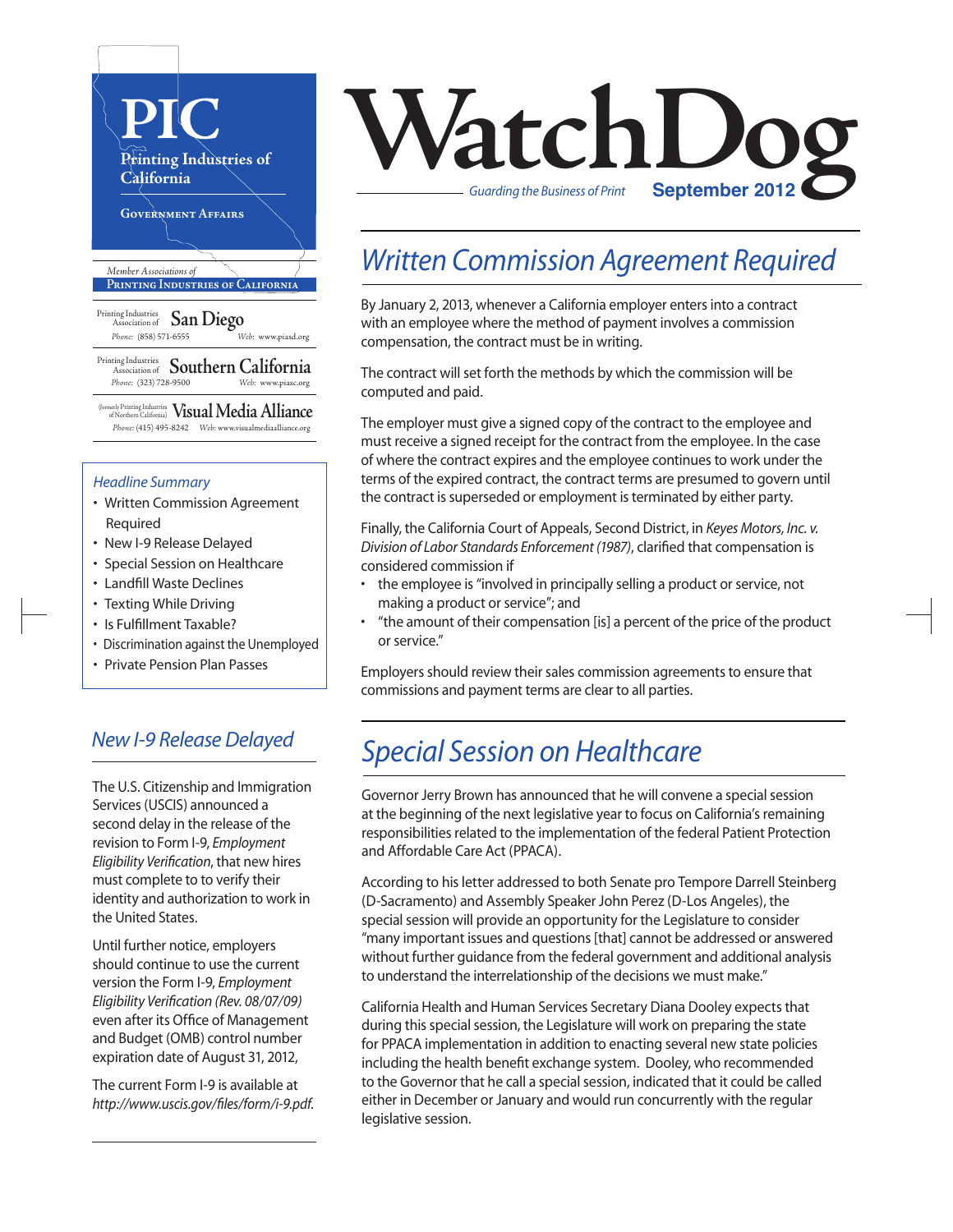# PIC

Printing Industries of California

Government Affairs

*Member Associations of* Printing Industries of California

Printing Industries Association of **San Diego**
Phone: (858) 571-6555 Web: www.piasd.org

Printing Industries Association of **Southern California**
Phone: (323) 728-9500 Web: www.piasc.org

(formerly Printing Industries of Northern California) **Visual Media Alliance**
Phone: (415) 495-8242 Web: www.visualmediaalliance.org

# WatchDog

*Guarding the Business of Print* **September 2012**

### *Headline Summary*

- Written Commission Agreement Required
- New I-9 Release Delayed
- Special Session on Healthcare
- Landfill Waste Declines
- Texting While Driving
- Is Fulfillment Taxable?
- Discrimination against the Unemployed
- Private Pension Plan Passes

## *Written Commission Agreement Required*

By January 2, 2013, whenever a California employer enters into a contract with an employee where the method of payment involves a commission compensation, the contract must be in writing.

The contract will set forth the methods by which the commission will be computed and paid.

The employer must give a signed copy of the contract to the employee and must receive a signed receipt for the contract from the employee. In the case of where the contract expires and the employee continues to work under the terms of the expired contract, the contract terms are presumed to govern until the contract is superseded or employment is terminated by either party.

Finally, the California Court of Appeals, Second District, in *Keyes Motors, Inc. v. Division of Labor Standards Enforcement (1987)*, clarified that compensation is considered commission if

- the employee is "involved in principally selling a product or service, not making a product or service"; and
- "the amount of their compensation [is] a percent of the price of the product or service."

Employers should review their sales commission agreements to ensure that commissions and payment terms are clear to all parties.

## *New I-9 Release Delayed*

The U.S. Citizenship and Immigration Services (USCIS) announced a second delay in the release of the revision to Form I-9, *Employment Eligibility Verification*, that new hires must complete to to verify their identity and authorization to work in the United States.

Until further notice, employers should continue to use the current version the Form I-9, *Employment Eligibility Verification (Rev. 08/07/09)* even after its Office of Management and Budget (OMB) control number expiration date of August 31, 2012,

The current Form I-9 is available at *http://www.uscis.gov/files/form/i-9.pdf*.

## *Special Session on Healthcare*

Governor Jerry Brown has announced that he will convene a special session at the beginning of the next legislative year to focus on California's remaining responsibilities related to the implementation of the federal Patient Protection and Affordable Care Act (PPACA).

According to his letter addressed to both Senate pro Tempore Darrell Steinberg (D-Sacramento) and Assembly Speaker John Perez (D-Los Angeles), the special session will provide an opportunity for the Legislature to consider "many important issues and questions [that] cannot be addressed or answered without further guidance from the federal government and additional analysis to understand the interrelationship of the decisions we must make."

California Health and Human Services Secretary Diana Dooley expects that during this special session, the Legislature will work on preparing the state for PPACA implementation in addition to enacting several new state policies including the health benefit exchange system. Dooley, who recommended to the Governor that he call a special session, indicated that it could be called either in December or January and would run concurrently with the regular legislative session.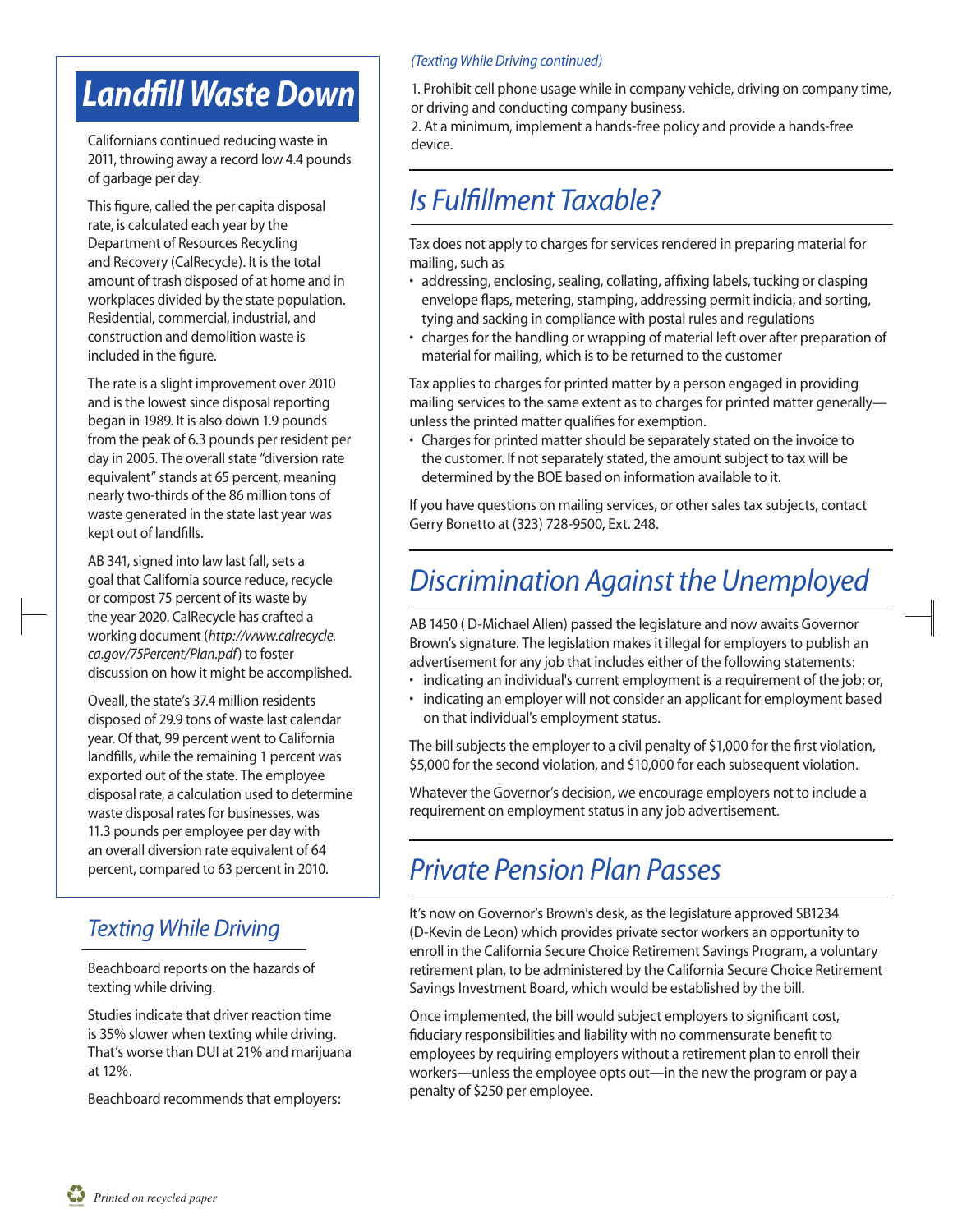# Landfill Waste Down

Californians continued reducing waste in 2011, throwing away a record low 4.4 pounds of garbage per day.

This figure, called the per capita disposal rate, is calculated each year by the Department of Resources Recycling and Recovery (CalRecycle). It is the total amount of trash disposed of at home and in workplaces divided by the state population. Residential, commercial, industrial, and construction and demolition waste is included in the figure.

The rate is a slight improvement over 2010 and is the lowest since disposal reporting began in 1989. It is also down 1.9 pounds from the peak of 6.3 pounds per resident per day in 2005. The overall state "diversion rate equivalent" stands at 65 percent, meaning nearly two-thirds of the 86 million tons of waste generated in the state last year was kept out of landfills.

AB 341, signed into law last fall, sets a goal that California source reduce, recycle or compost 75 percent of its waste by the year 2020. CalRecycle has crafted a working document (*http://www.calrecycle.ca.gov/75Percent/Plan.pdf*) to foster discussion on how it might be accomplished.

Oveall, the state's 37.4 million residents disposed of 29.9 tons of waste last calendar year. Of that, 99 percent went to California landfills, while the remaining 1 percent was exported out of the state. The employee disposal rate, a calculation used to determine waste disposal rates for businesses, was 11.3 pounds per employee per day with an overall diversion rate equivalent of 64 percent, compared to 63 percent in 2010.

## Texting While Driving

Beachboard reports on the hazards of texting while driving.

Studies indicate that driver reaction time is 35% slower when texting while driving. That's worse than DUI at 21% and marijuana at 12%.

Beachboard recommends that employers:

*(Texting While Driving continued)*

1. Prohibit cell phone usage while in company vehicle, driving on company time, or driving and conducting company business.
2. At a minimum, implement a hands-free policy and provide a hands-free device.

## Is Fulfillment Taxable?

Tax does not apply to charges for services rendered in preparing material for mailing, such as

- addressing, enclosing, sealing, collating, affixing labels, tucking or clasping envelope flaps, metering, stamping, addressing permit indicia, and sorting, tying and sacking in compliance with postal rules and regulations
- charges for the handling or wrapping of material left over after preparation of material for mailing, which is to be returned to the customer

Tax applies to charges for printed matter by a person engaged in providing mailing services to the same extent as to charges for printed matter generally—unless the printed matter qualifies for exemption.

- Charges for printed matter should be separately stated on the invoice to the customer. If not separately stated, the amount subject to tax will be determined by the BOE based on information available to it.

If you have questions on mailing services, or other sales tax subjects, contact Gerry Bonetto at (323) 728-9500, Ext. 248.

## Discrimination Against the Unemployed

AB 1450 ( D-Michael Allen) passed the legislature and now awaits Governor Brown's signature. The legislation makes it illegal for employers to publish an advertisement for any job that includes either of the following statements:

- indicating an individual's current employment is a requirement of the job; or,
- indicating an employer will not consider an applicant for employment based on that individual's employment status.

The bill subjects the employer to a civil penalty of $1,000 for the first violation, $5,000 for the second violation, and $10,000 for each subsequent violation.

Whatever the Governor's decision, we encourage employers not to include a requirement on employment status in any job advertisement.

## Private Pension Plan Passes

It's now on Governor's Brown's desk, as the legislature approved SB1234 (D-Kevin de Leon) which provides private sector workers an opportunity to enroll in the California Secure Choice Retirement Savings Program, a voluntary retirement plan, to be administered by the California Secure Choice Retirement Savings Investment Board, which would be established by the bill.

Once implemented, the bill would subject employers to significant cost, fiduciary responsibilities and liability with no commensurate benefit to employees by requiring employers without a retirement plan to enroll their workers—unless the employee opts out—in the new the program or pay a penalty of $250 per employee.

*Printed on recycled paper*